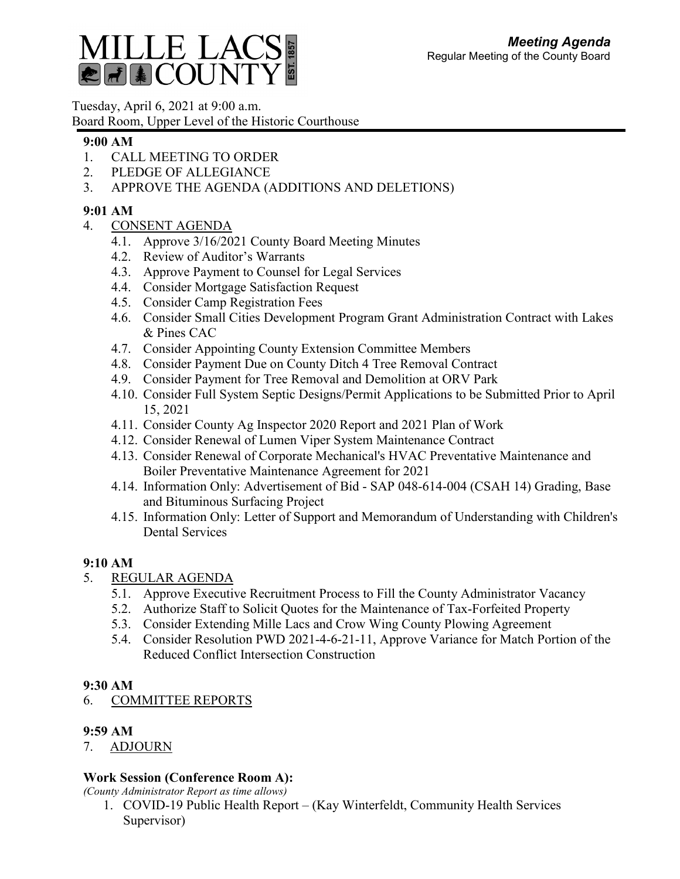# MILLE LACS COUNTY

EST. 1857

***Meeting Agenda***
Regular Meeting of the County Board

Tuesday, April 6, 2021 at 9:00 a.m.
Board Room, Upper Level of the Historic Courthouse

**9:00 AM**

1. CALL MEETING TO ORDER
2. PLEDGE OF ALLEGIANCE
3. APPROVE THE AGENDA (ADDITIONS AND DELETIONS)

**9:01 AM**

4. CONSENT AGENDA
   - 4.1. Approve 3/16/2021 County Board Meeting Minutes
   - 4.2. Review of Auditor's Warrants
   - 4.3. Approve Payment to Counsel for Legal Services
   - 4.4. Consider Mortgage Satisfaction Request
   - 4.5. Consider Camp Registration Fees
   - 4.6. Consider Small Cities Development Program Grant Administration Contract with Lakes & Pines CAC
   - 4.7. Consider Appointing County Extension Committee Members
   - 4.8. Consider Payment Due on County Ditch 4 Tree Removal Contract
   - 4.9. Consider Payment for Tree Removal and Demolition at ORV Park
   - 4.10. Consider Full System Septic Designs/Permit Applications to be Submitted Prior to April 15, 2021
   - 4.11. Consider County Ag Inspector 2020 Report and 2021 Plan of Work
   - 4.12. Consider Renewal of Lumen Viper System Maintenance Contract
   - 4.13. Consider Renewal of Corporate Mechanical's HVAC Preventative Maintenance and Boiler Preventative Maintenance Agreement for 2021
   - 4.14. Information Only: Advertisement of Bid - SAP 048-614-004 (CSAH 14) Grading, Base and Bituminous Surfacing Project
   - 4.15. Information Only: Letter of Support and Memorandum of Understanding with Children's Dental Services

**9:10 AM**

5. REGULAR AGENDA
   - 5.1. Approve Executive Recruitment Process to Fill the County Administrator Vacancy
   - 5.2. Authorize Staff to Solicit Quotes for the Maintenance of Tax-Forfeited Property
   - 5.3. Consider Extending Mille Lacs and Crow Wing County Plowing Agreement
   - 5.4. Consider Resolution PWD 2021-4-6-21-11, Approve Variance for Match Portion of the Reduced Conflict Intersection Construction

**9:30 AM**

6. COMMITTEE REPORTS

**9:59 AM**

7. ADJOURN

**Work Session (Conference Room A):**

*(County Administrator Report as time allows)*

1. COVID-19 Public Health Report – (Kay Winterfeldt, Community Health Services Supervisor)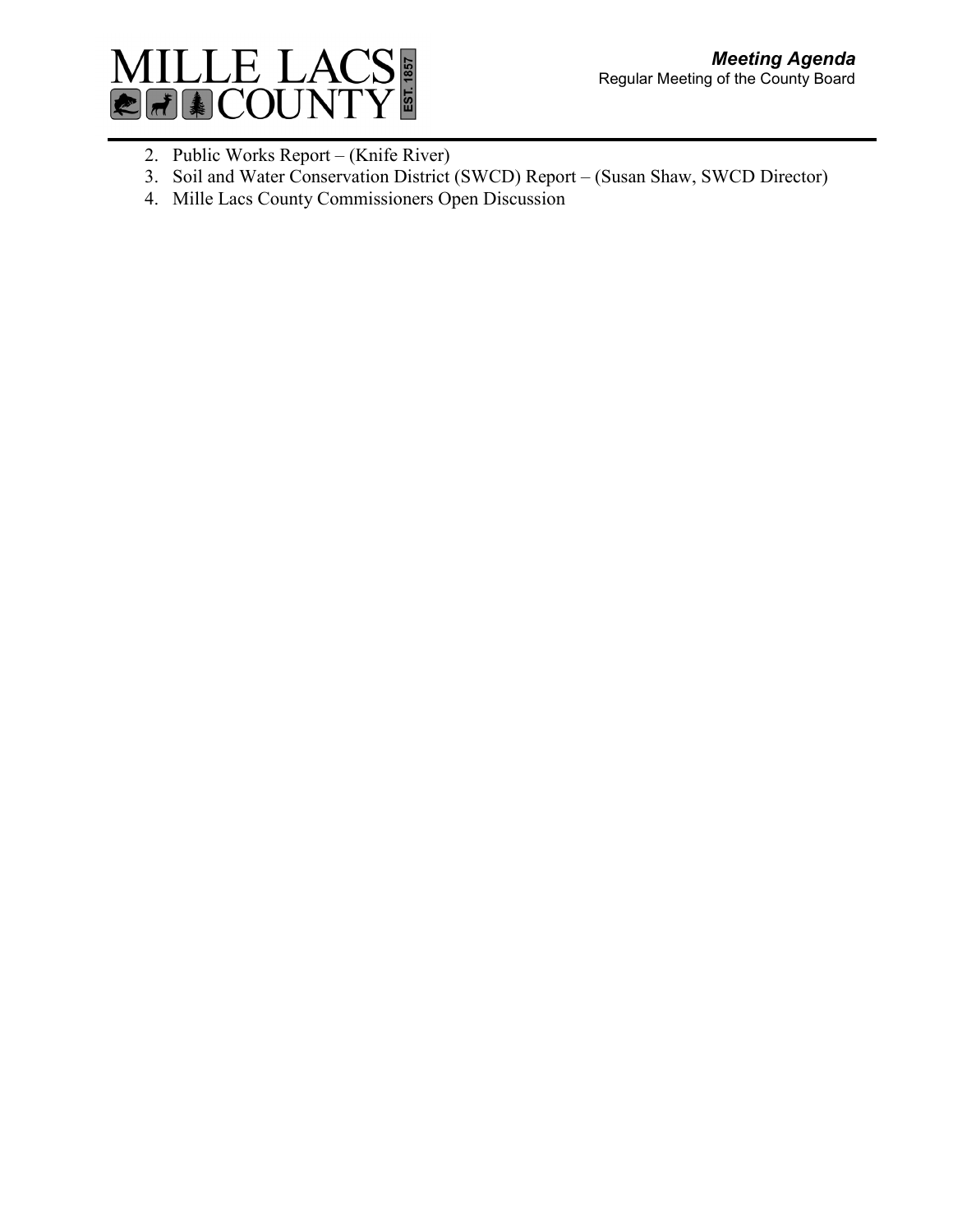2. Public Works Report – (Knife River)
3. Soil and Water Conservation District (SWCD) Report – (Susan Shaw, SWCD Director)
4. Mille Lacs County Commissioners Open Discussion